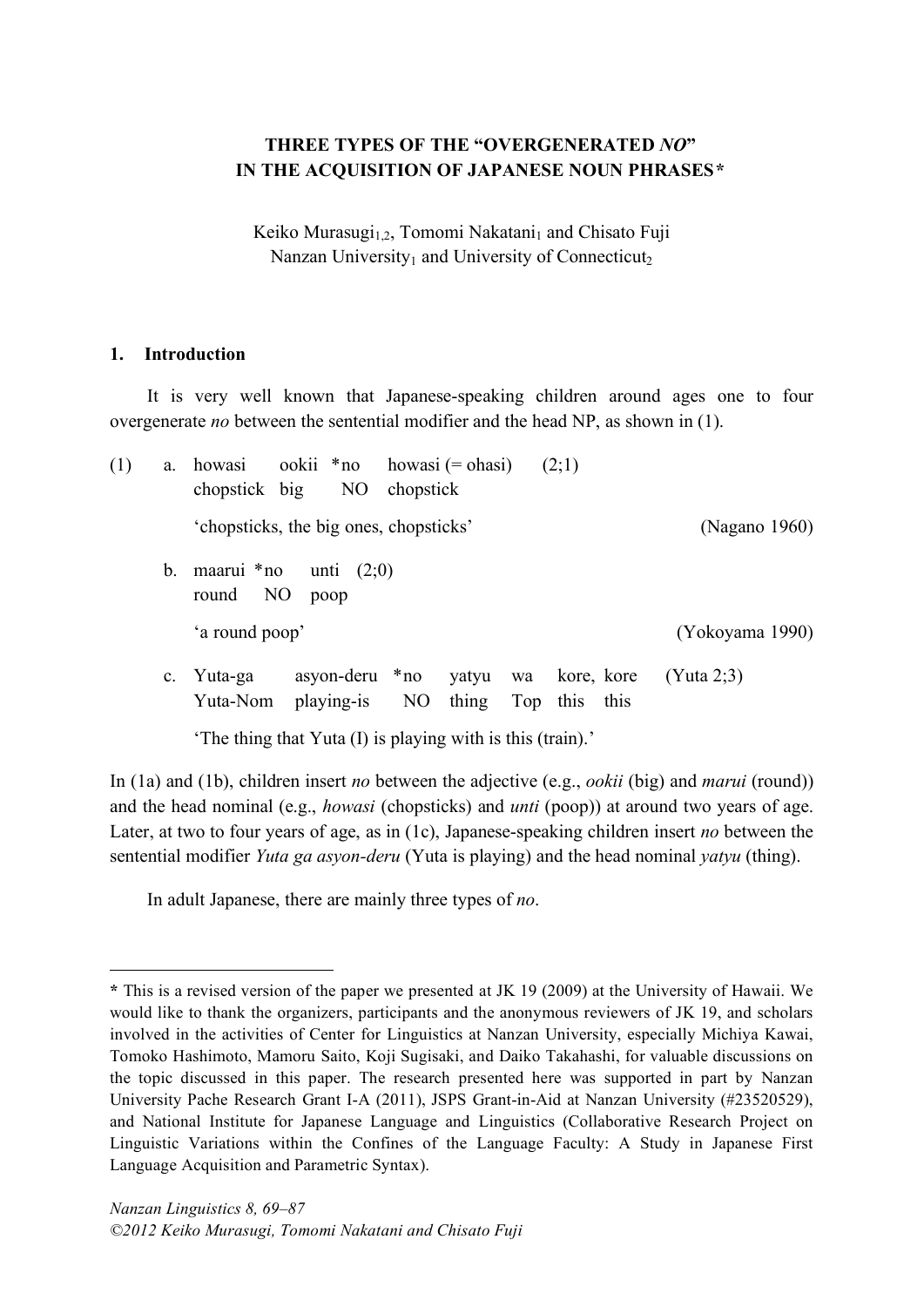# THREE TYPES OF THE "OVERGENERATED *NO*" IN THE ACQUISITION OF JAPANESE NOUN PHRASES*

Keiko Murasugi[1,2], Tomomi Nakatani[1] and Chisato Fuji
Nanzan University[1] and University of Connecticut[2]

## 1. Introduction

It is very well known that Japanese-speaking children around ages one to four overgenerate *no* between the sentential modifier and the head NP, as shown in (1).

(1) a. howasi ookii *no howasi (= ohasi) (2;1)
chopstick big NO chopstick

'chopsticks, the big ones, chopsticks' (Nagano 1960)

b. maarui *no unti (2;0)
round NO poop

'a round poop' (Yokoyama 1990)

c. Yuta-ga asyon-deru *no yatyu wa kore, kore (Yuta 2;3)
Yuta-Nom playing-is NO thing Top this this

'The thing that Yuta (I) is playing with is this (train).'

In (1a) and (1b), children insert *no* between the adjective (e.g., *ookii* (big) and *marui* (round)) and the head nominal (e.g., *howasi* (chopsticks) and *unti* (poop)) at around two years of age. Later, at two to four years of age, as in (1c), Japanese-speaking children insert *no* between the sentential modifier *Yuta ga asyon-deru* (Yuta is playing) and the head nominal *yatyu* (thing).

In adult Japanese, there are mainly three types of *no*.

---

\* This is a revised version of the paper we presented at JK 19 (2009) at the University of Hawaii. We would like to thank the organizers, participants and the anonymous reviewers of JK 19, and scholars involved in the activities of Center for Linguistics at Nanzan University, especially Michiya Kawai, Tomoko Hashimoto, Mamoru Saito, Koji Sugisaki, and Daiko Takahashi, for valuable discussions on the topic discussed in this paper. The research presented here was supported in part by Nanzan University Pache Research Grant I-A (2011), JSPS Grant-in-Aid at Nanzan University (#23520529), and National Institute for Japanese Language and Linguistics (Collaborative Research Project on Linguistic Variations within the Confines of the Language Faculty: A Study in Japanese First Language Acquisition and Parametric Syntax).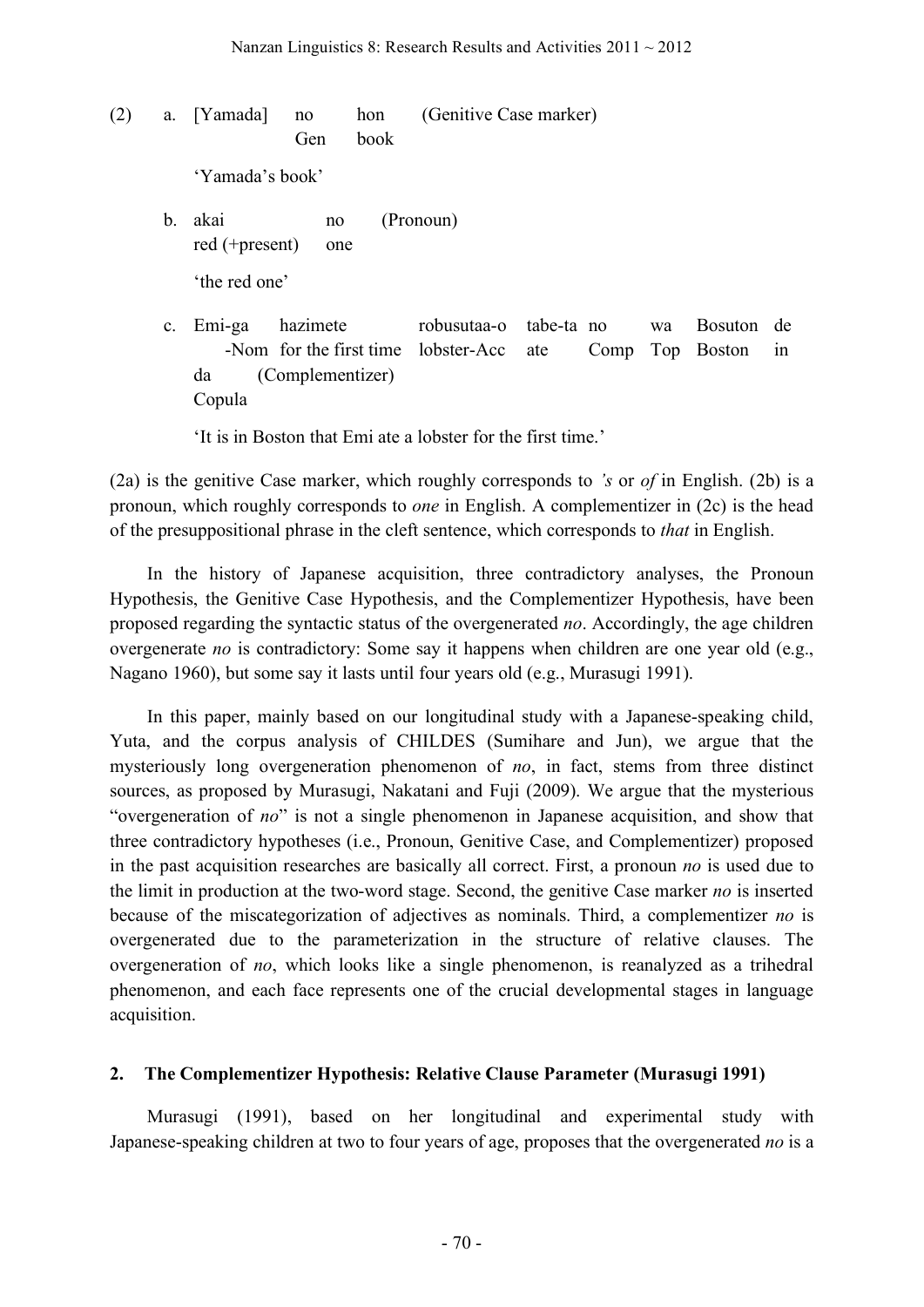(2) a. [Yamada] no hon (Genitive Case marker)
        Gen book

   'Yamada's book'

   b. akai no (Pronoun)
      red (+present) one

   'the red one'

   c. Emi-ga hazimete robusutaa-o tabe-ta no wa Bosuton de da (Complementizer)
      -Nom for the first time lobster-Acc ate Comp Top Boston in Copula

   'It is in Boston that Emi ate a lobster for the first time.'

(2a) is the genitive Case marker, which roughly corresponds to *'s* or *of* in English. (2b) is a pronoun, which roughly corresponds to *one* in English. A complementizer in (2c) is the head of the presuppositional phrase in the cleft sentence, which corresponds to *that* in English.

In the history of Japanese acquisition, three contradictory analyses, the Pronoun Hypothesis, the Genitive Case Hypothesis, and the Complementizer Hypothesis, have been proposed regarding the syntactic status of the overgenerated *no*. Accordingly, the age children overgenerate *no* is contradictory: Some say it happens when children are one year old (e.g., Nagano 1960), but some say it lasts until four years old (e.g., Murasugi 1991).

In this paper, mainly based on our longitudinal study with a Japanese-speaking child, Yuta, and the corpus analysis of CHILDES (Sumihare and Jun), we argue that the mysteriously long overgeneration phenomenon of *no*, in fact, stems from three distinct sources, as proposed by Murasugi, Nakatani and Fuji (2009). We argue that the mysterious "overgeneration of *no*" is not a single phenomenon in Japanese acquisition, and show that three contradictory hypotheses (i.e., Pronoun, Genitive Case, and Complementizer) proposed in the past acquisition researches are basically all correct. First, a pronoun *no* is used due to the limit in production at the two-word stage. Second, the genitive Case marker *no* is inserted because of the miscategorization of adjectives as nominals. Third, a complementizer *no* is overgenerated due to the parameterization in the structure of relative clauses. The overgeneration of *no*, which looks like a single phenomenon, is reanalyzed as a trihedral phenomenon, and each face represents one of the crucial developmental stages in language acquisition.

## 2. The Complementizer Hypothesis: Relative Clause Parameter (Murasugi 1991)

Murasugi (1991), based on her longitudinal and experimental study with Japanese-speaking children at two to four years of age, proposes that the overgenerated *no* is a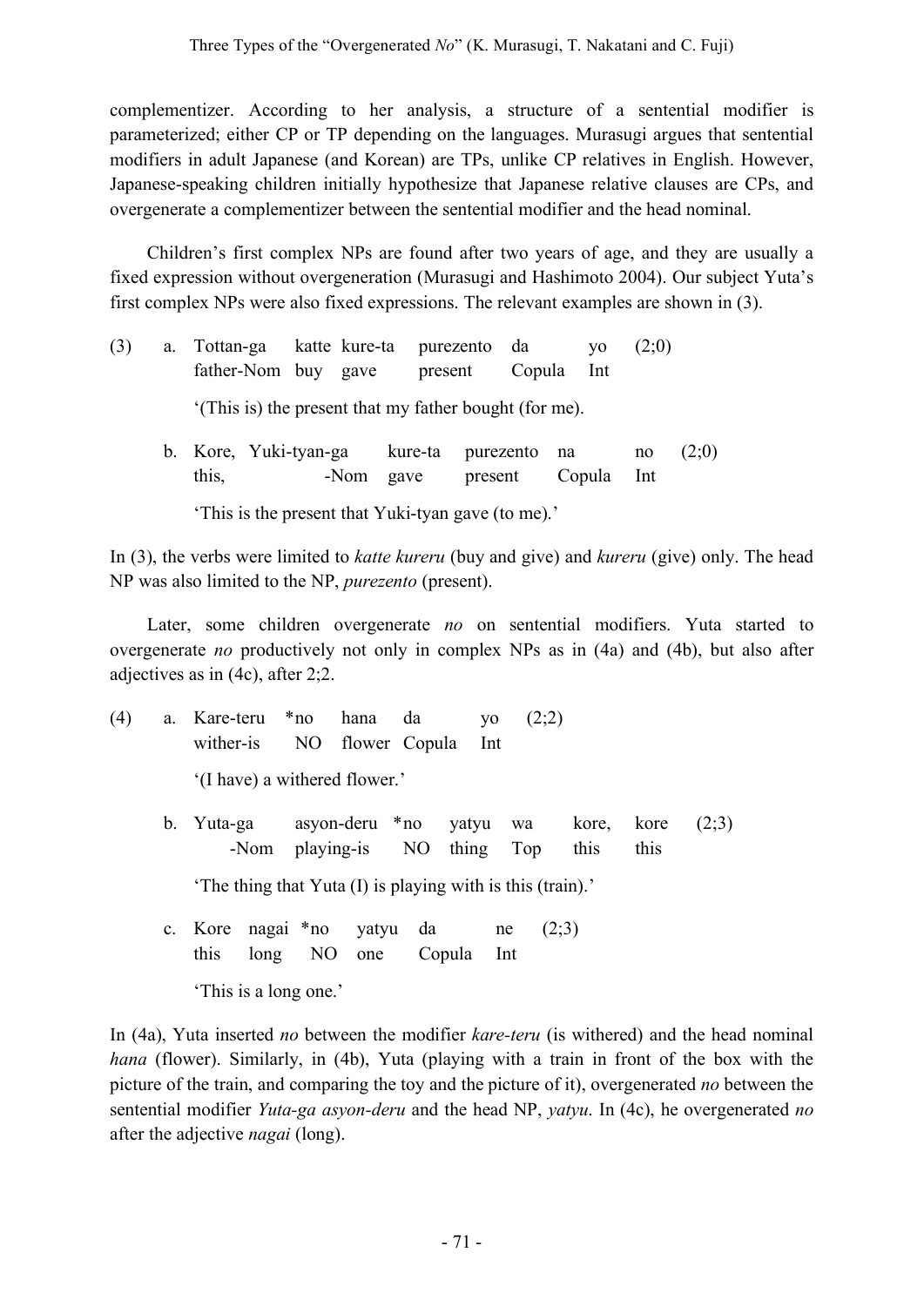complementizer. According to her analysis, a structure of a sentential modifier is parameterized; either CP or TP depending on the languages. Murasugi argues that sentential modifiers in adult Japanese (and Korean) are TPs, unlike CP relatives in English. However, Japanese-speaking children initially hypothesize that Japanese relative clauses are CPs, and overgenerate a complementizer between the sentential modifier and the head nominal.

Children's first complex NPs are found after two years of age, and they are usually a fixed expression without overgeneration (Murasugi and Hashimoto 2004). Our subject Yuta's first complex NPs were also fixed expressions. The relevant examples are shown in (3).

(3) a. Tottan-ga katte kure-ta purezento da yo (2;0)
father-Nom buy gave present Copula Int

'(This is) the present that my father bought (for me).

b. Kore, Yuki-tyan-ga kure-ta purezento na no (2;0)
this, -Nom gave present Copula Int

'This is the present that Yuki-tyan gave (to me).'

In (3), the verbs were limited to *katte kureru* (buy and give) and *kureru* (give) only. The head NP was also limited to the NP, *purezento* (present).

Later, some children overgenerate *no* on sentential modifiers. Yuta started to overgenerate *no* productively not only in complex NPs as in (4a) and (4b), but also after adjectives as in (4c), after 2;2.

(4) a. Kare-teru *no hana da yo (2;2)
wither-is NO flower Copula Int

'(I have) a withered flower.'

b. Yuta-ga asyon-deru *no yatyu wa kore, kore (2;3)
-Nom playing-is NO thing Top this this

'The thing that Yuta (I) is playing with is this (train).'

c. Kore nagai *no yatyu da ne (2;3)
this long NO one Copula Int

'This is a long one.'

In (4a), Yuta inserted *no* between the modifier *kare-teru* (is withered) and the head nominal *hana* (flower). Similarly, in (4b), Yuta (playing with a train in front of the box with the picture of the train, and comparing the toy and the picture of it), overgenerated *no* between the sentential modifier *Yuta-ga asyon-deru* and the head NP, *yatyu*. In (4c), he overgenerated *no* after the adjective *nagai* (long).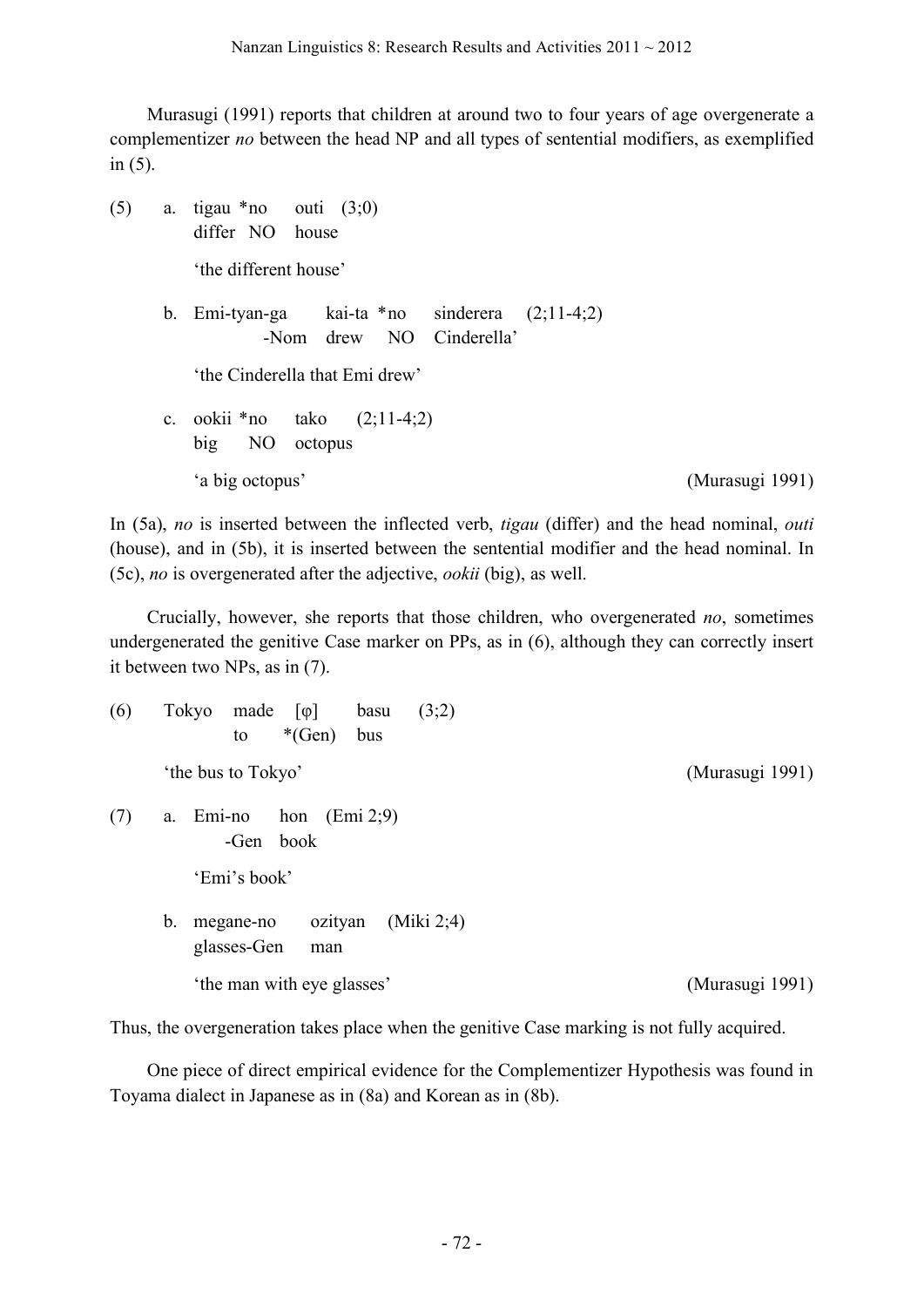Murasugi (1991) reports that children at around two to four years of age overgenerate a complementizer *no* between the head NP and all types of sentential modifiers, as exemplified in (5).

(5) a. tigau *no outi (3;0)
  differ NO house
  'the different house'

 b. Emi-tyan-ga kai-ta *no sinderera (2;11-4;2)
  -Nom drew NO Cinderella'
  'the Cinderella that Emi drew'

 c. ookii *no tako (2;11-4;2)
  big NO octopus
  'a big octopus' (Murasugi 1991)

In (5a), *no* is inserted between the inflected verb, *tigau* (differ) and the head nominal, *outi* (house), and in (5b), it is inserted between the sentential modifier and the head nominal. In (5c), *no* is overgenerated after the adjective, *ookii* (big), as well.

Crucially, however, she reports that those children, who overgenerated *no*, sometimes undergenerated the genitive Case marker on PPs, as in (6), although they can correctly insert it between two NPs, as in (7).

(6) Tokyo made [φ] basu (3;2)
  to *(Gen) bus
  'the bus to Tokyo' (Murasugi 1991)

(7) a. Emi-no hon (Emi 2;9)
  -Gen book
  'Emi's book'

 b. megane-no ozityan (Miki 2;4)
  glasses-Gen man
  'the man with eye glasses' (Murasugi 1991)

Thus, the overgeneration takes place when the genitive Case marking is not fully acquired.

One piece of direct empirical evidence for the Complementizer Hypothesis was found in Toyama dialect in Japanese as in (8a) and Korean as in (8b).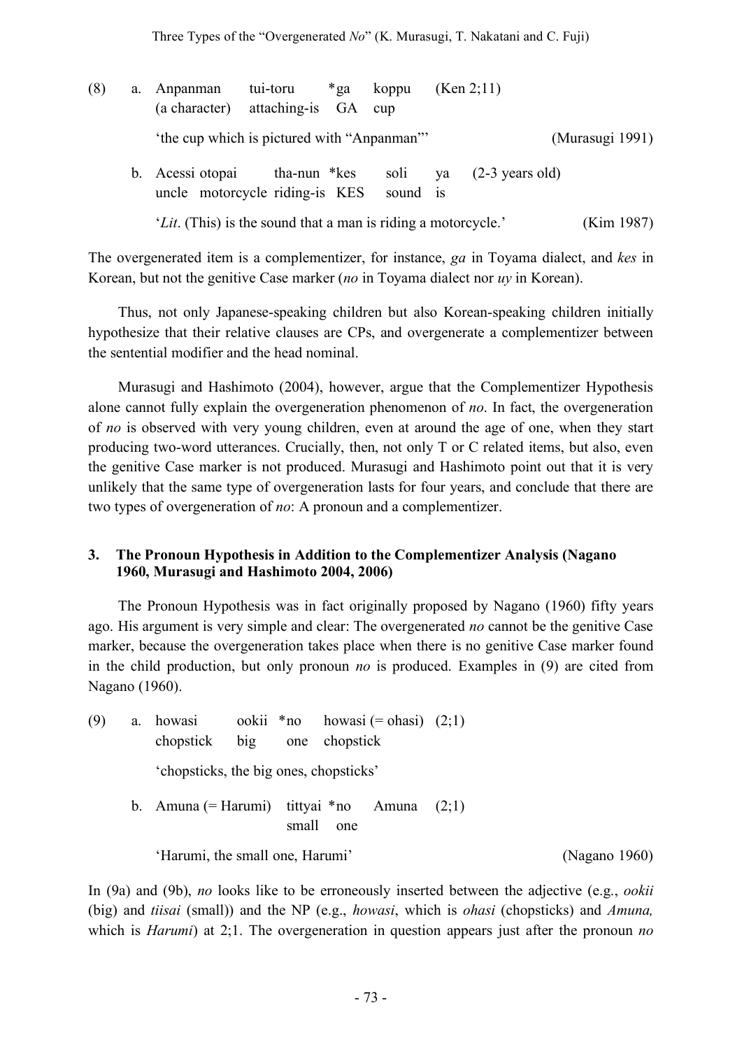(8) a. Anpanman tui-toru *ga koppu (Ken 2;11)
(a character) attaching-is GA cup

'the cup which is pictured with "Anpanman"' (Murasugi 1991)

b. Acessi otopai tha-nun *kes soli ya (2-3 years old)
uncle motorcycle riding-is KES sound is

'*Lit*. (This) is the sound that a man is riding a motorcycle.' (Kim 1987)

The overgenerated item is a complementizer, for instance, *ga* in Toyama dialect, and *kes* in Korean, but not the genitive Case marker (*no* in Toyama dialect nor *uy* in Korean).

Thus, not only Japanese-speaking children but also Korean-speaking children initially hypothesize that their relative clauses are CPs, and overgenerate a complementizer between the sentential modifier and the head nominal.

Murasugi and Hashimoto (2004), however, argue that the Complementizer Hypothesis alone cannot fully explain the overgeneration phenomenon of *no*. In fact, the overgeneration of *no* is observed with very young children, even at around the age of one, when they start producing two-word utterances. Crucially, then, not only T or C related items, but also, even the genitive Case marker is not produced. Murasugi and Hashimoto point out that it is very unlikely that the same type of overgeneration lasts for four years, and conclude that there are two types of overgeneration of *no*: A pronoun and a complementizer.

## 3. The Pronoun Hypothesis in Addition to the Complementizer Analysis (Nagano 1960, Murasugi and Hashimoto 2004, 2006)

The Pronoun Hypothesis was in fact originally proposed by Nagano (1960) fifty years ago. His argument is very simple and clear: The overgenerated *no* cannot be the genitive Case marker, because the overgeneration takes place when there is no genitive Case marker found in the child production, but only pronoun *no* is produced. Examples in (9) are cited from Nagano (1960).

(9) a. howasi ookii *no howasi (= ohasi) (2;1)
chopstick big one chopstick

'chopsticks, the big ones, chopsticks'

b. Amuna (= Harumi) tittyai *no Amuna (2;1)
small one

'Harumi, the small one, Harumi' (Nagano 1960)

In (9a) and (9b), *no* looks like to be erroneously inserted between the adjective (e.g., *ookii* (big) and *tiisai* (small)) and the NP (e.g., *howasi*, which is *ohasi* (chopsticks) and *Amuna,* which is *Harumi*) at 2;1. The overgeneration in question appears just after the pronoun *no*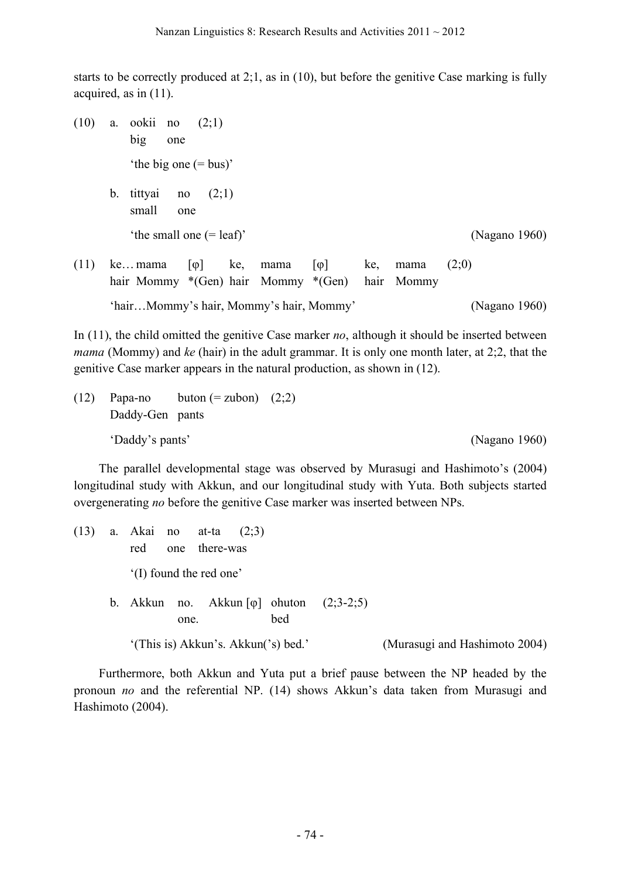starts to be correctly produced at 2;1, as in (10), but before the genitive Case marking is fully acquired, as in (11).

(10) a. ookii no (2;1)
 big one
 'the big one (= bus)'

 b. tittyai no (2;1)
 small one
 'the small one (= leaf)' (Nagano 1960)

(11) ke… mama [φ] ke, mama [φ] ke, mama (2;0)
 hair Mommy *(Gen) hair Mommy *(Gen) hair Mommy
 'hair…Mommy's hair, Mommy's hair, Mommy' (Nagano 1960)

In (11), the child omitted the genitive Case marker *no*, although it should be inserted between *mama* (Mommy) and *ke* (hair) in the adult grammar. It is only one month later, at 2;2, that the genitive Case marker appears in the natural production, as shown in (12).

(12) Papa-no buton (= zubon) (2;2)
 Daddy-Gen pants
 'Daddy's pants' (Nagano 1960)

The parallel developmental stage was observed by Murasugi and Hashimoto's (2004) longitudinal study with Akkun, and our longitudinal study with Yuta. Both subjects started overgenerating *no* before the genitive Case marker was inserted between NPs.

(13) a. Akai no at-ta (2;3)
 red one there-was
 '(I) found the red one'

 b. Akkun no. Akkun [φ] ohuton (2;3-2;5)
 one. bed
 '(This is) Akkun's. Akkun('s) bed.' (Murasugi and Hashimoto 2004)

Furthermore, both Akkun and Yuta put a brief pause between the NP headed by the pronoun *no* and the referential NP. (14) shows Akkun's data taken from Murasugi and Hashimoto (2004).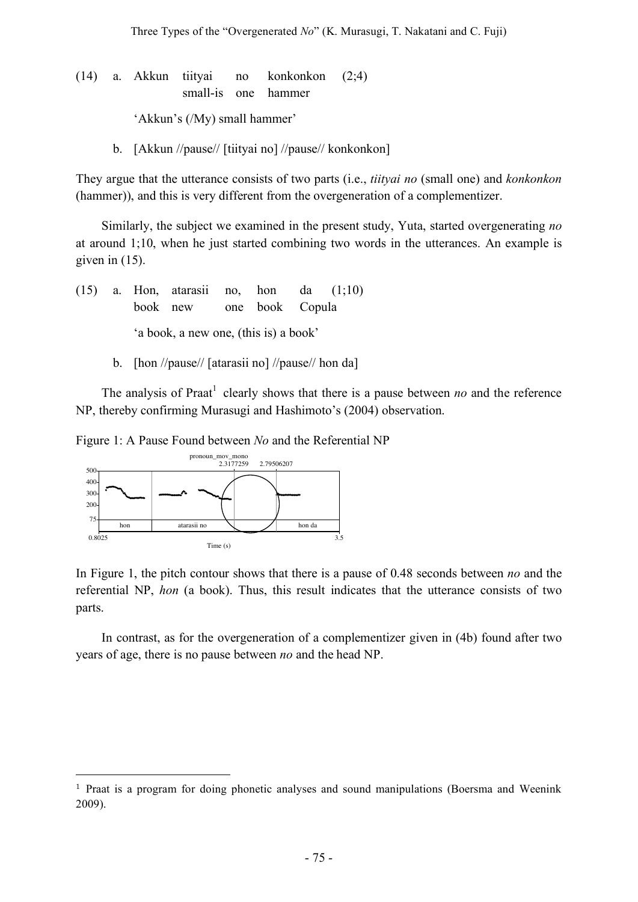(14) a. Akkun tiityai no konkonkon (2;4)
small-is one hammer

'Akkun's (/My) small hammer'

b. [Akkun //pause// [tiityai no] //pause// konkonkon]

They argue that the utterance consists of two parts (i.e., *tiityai no* (small one) and *konkonkon* (hammer)), and this is very different from the overgeneration of a complementizer.

Similarly, the subject we examined in the present study, Yuta, started overgenerating *no* at around 1;10, when he just started combining two words in the utterances. An example is given in (15).

(15) a. Hon, atarasii no, hon da (1;10)
book new one book Copula

'a book, a new one, (this is) a book'

b. [hon //pause// [atarasii no] //pause// hon da]

The analysis of Praat[1] clearly shows that there is a pause between *no* and the reference NP, thereby confirming Murasugi and Hashimoto's (2004) observation.

Figure 1: A Pause Found between *No* and the Referential NP

In Figure 1, the pitch contour shows that there is a pause of 0.48 seconds between *no* and the referential NP, *hon* (a book). Thus, this result indicates that the utterance consists of two parts.

In contrast, as for the overgeneration of a complementizer given in (4b) found after two years of age, there is no pause between *no* and the head NP.

---

[1] Praat is a program for doing phonetic analyses and sound manipulations (Boersma and Weenink 2009).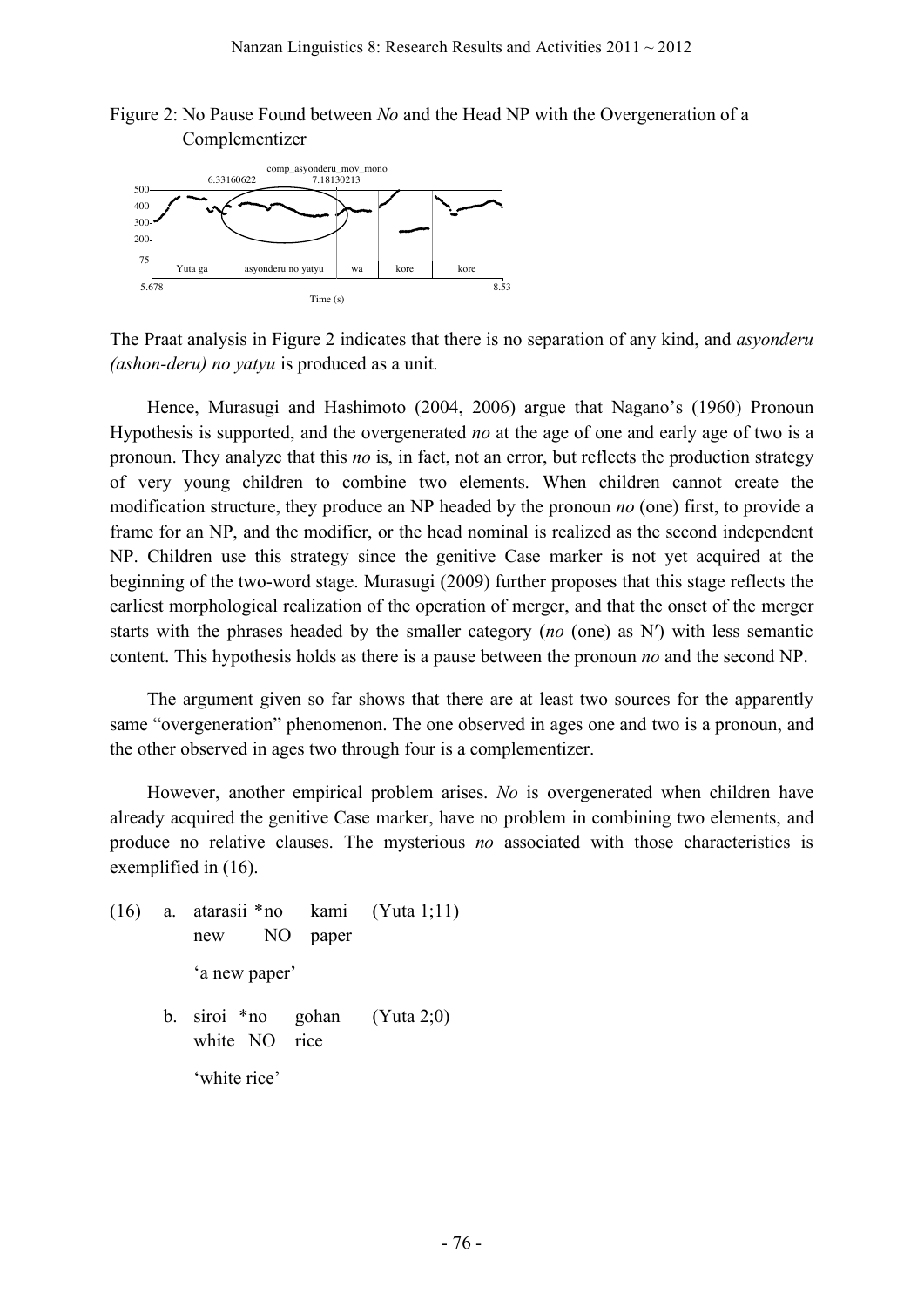Figure 2: No Pause Found between *No* and the Head NP with the Overgeneration of a Complementizer

The Praat analysis in Figure 2 indicates that there is no separation of any kind, and *asyonderu (ashon-deru) no yatyu* is produced as a unit.

Hence, Murasugi and Hashimoto (2004, 2006) argue that Nagano's (1960) Pronoun Hypothesis is supported, and the overgenerated *no* at the age of one and early age of two is a pronoun. They analyze that this *no* is, in fact, not an error, but reflects the production strategy of very young children to combine two elements. When children cannot create the modification structure, they produce an NP headed by the pronoun *no* (one) first, to provide a frame for an NP, and the modifier, or the head nominal is realized as the second independent NP. Children use this strategy since the genitive Case marker is not yet acquired at the beginning of the two-word stage. Murasugi (2009) further proposes that this stage reflects the earliest morphological realization of the operation of merger, and that the onset of the merger starts with the phrases headed by the smaller category (*no* (one) as N′) with less semantic content. This hypothesis holds as there is a pause between the pronoun *no* and the second NP.

The argument given so far shows that there are at least two sources for the apparently same "overgeneration" phenomenon. The one observed in ages one and two is a pronoun, and the other observed in ages two through four is a complementizer.

However, another empirical problem arises. *No* is overgenerated when children have already acquired the genitive Case marker, have no problem in combining two elements, and produce no relative clauses. The mysterious *no* associated with those characteristics is exemplified in (16).

(16) a. atarasii *no kami (Yuta 1;11)
new NO paper
'a new paper'

b. siroi *no gohan (Yuta 2;0)
white NO rice
'white rice'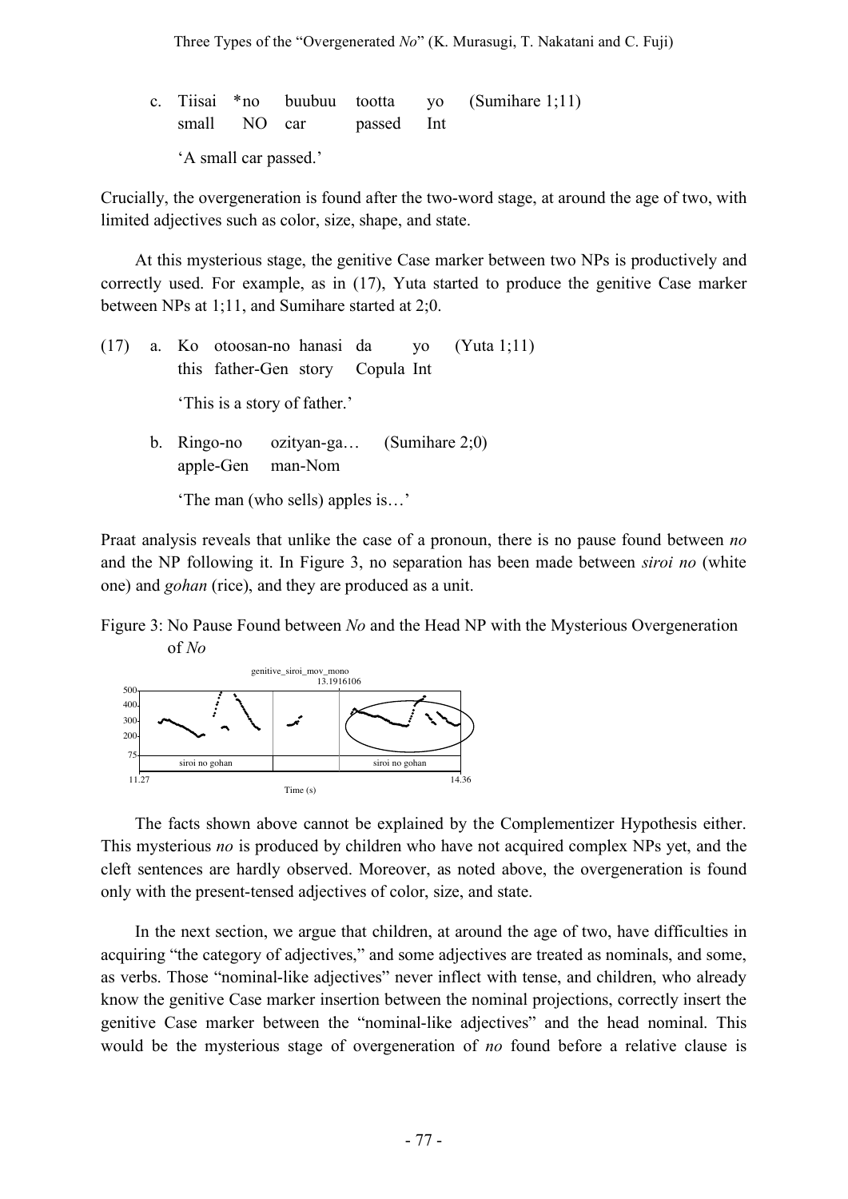c. Tiisai *no buubuu tootta yo (Sumihare 1;11)
   small NO car passed Int

   'A small car passed.'

Crucially, the overgeneration is found after the two-word stage, at around the age of two, with limited adjectives such as color, size, shape, and state.

At this mysterious stage, the genitive Case marker between two NPs is productively and correctly used. For example, as in (17), Yuta started to produce the genitive Case marker between NPs at 1;11, and Sumihare started at 2;0.

(17) a. Ko otoosan-no hanasi da yo (Yuta 1;11)
        this father-Gen story Copula Int

        'This is a story of father.'

     b. Ringo-no ozityan-ga… (Sumihare 2;0)
        apple-Gen man-Nom

        'The man (who sells) apples is…'

Praat analysis reveals that unlike the case of a pronoun, there is no pause found between *no* and the NP following it. In Figure 3, no separation has been made between *siroi no* (white one) and *gohan* (rice), and they are produced as a unit.

Figure 3: No Pause Found between *No* and the Head NP with the Mysterious Overgeneration of *No*

The facts shown above cannot be explained by the Complementizer Hypothesis either. This mysterious *no* is produced by children who have not acquired complex NPs yet, and the cleft sentences are hardly observed. Moreover, as noted above, the overgeneration is found only with the present-tensed adjectives of color, size, and state.

In the next section, we argue that children, at around the age of two, have difficulties in acquiring "the category of adjectives," and some adjectives are treated as nominals, and some, as verbs. Those "nominal-like adjectives" never inflect with tense, and children, who already know the genitive Case marker insertion between the nominal projections, correctly insert the genitive Case marker between the "nominal-like adjectives" and the head nominal. This would be the mysterious stage of overgeneration of *no* found before a relative clause is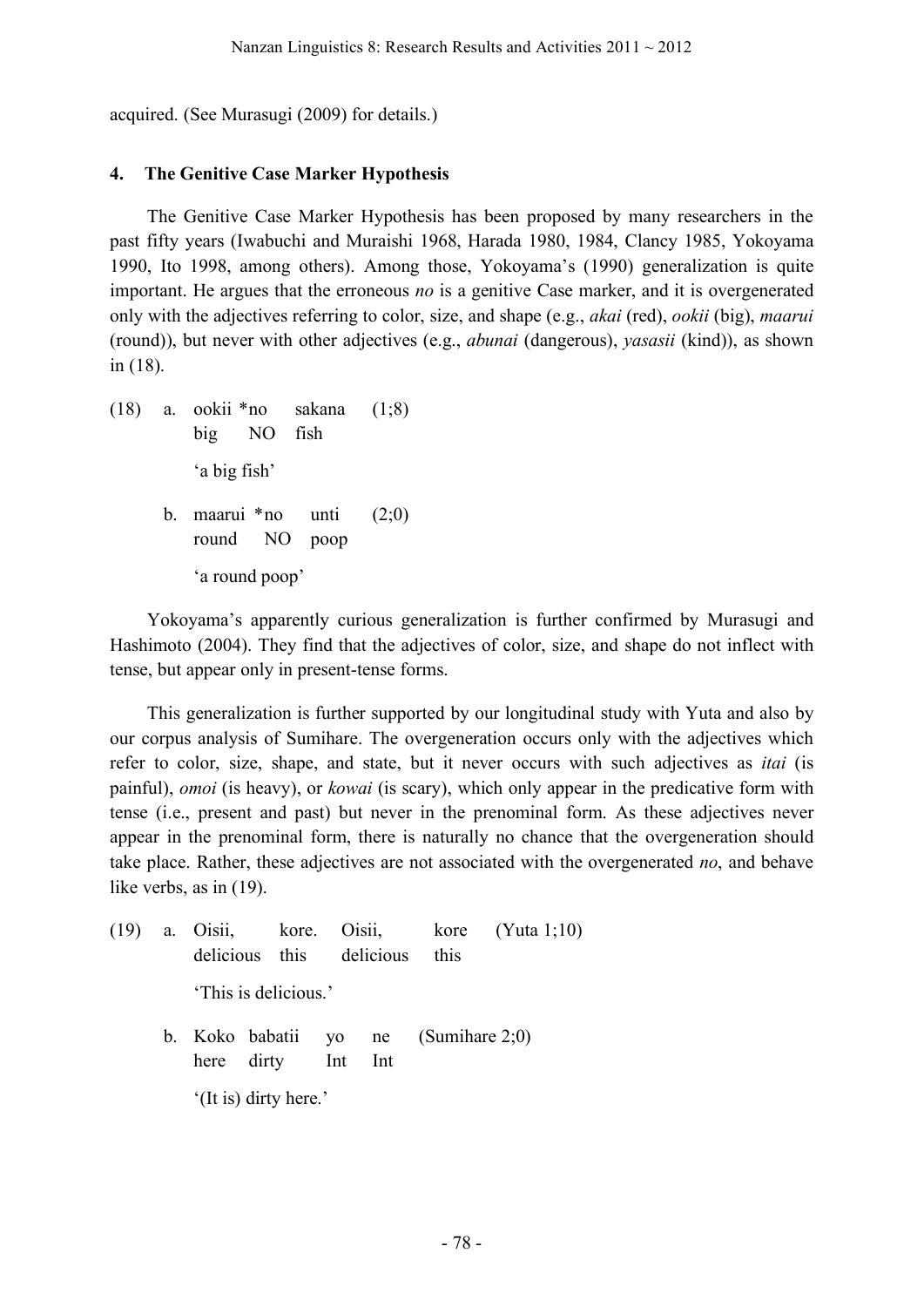acquired. (See Murasugi (2009) for details.)

## 4. The Genitive Case Marker Hypothesis

The Genitive Case Marker Hypothesis has been proposed by many researchers in the past fifty years (Iwabuchi and Muraishi 1968, Harada 1980, 1984, Clancy 1985, Yokoyama 1990, Ito 1998, among others). Among those, Yokoyama's (1990) generalization is quite important. He argues that the erroneous *no* is a genitive Case marker, and it is overgenerated only with the adjectives referring to color, size, and shape (e.g., *akai* (red), *ookii* (big), *maarui* (round)), but never with other adjectives (e.g., *abunai* (dangerous), *yasasii* (kind)), as shown in (18).

(18) a. ookii *no sakana (1;8)
big NO fish
'a big fish'

b. maarui *no unti (2;0)
round NO poop
'a round poop'

Yokoyama's apparently curious generalization is further confirmed by Murasugi and Hashimoto (2004). They find that the adjectives of color, size, and shape do not inflect with tense, but appear only in present-tense forms.

This generalization is further supported by our longitudinal study with Yuta and also by our corpus analysis of Sumihare. The overgeneration occurs only with the adjectives which refer to color, size, shape, and state, but it never occurs with such adjectives as *itai* (is painful), *omoi* (is heavy), or *kowai* (is scary), which only appear in the predicative form with tense (i.e., present and past) but never in the prenominal form. As these adjectives never appear in the prenominal form, there is naturally no chance that the overgeneration should take place. Rather, these adjectives are not associated with the overgenerated *no*, and behave like verbs, as in (19).

(19) a. Oisii, kore. Oisii, kore (Yuta 1;10)
delicious this delicious this
'This is delicious.'

b. Koko babatii yo ne (Sumihare 2;0)
here dirty Int Int
'(It is) dirty here.'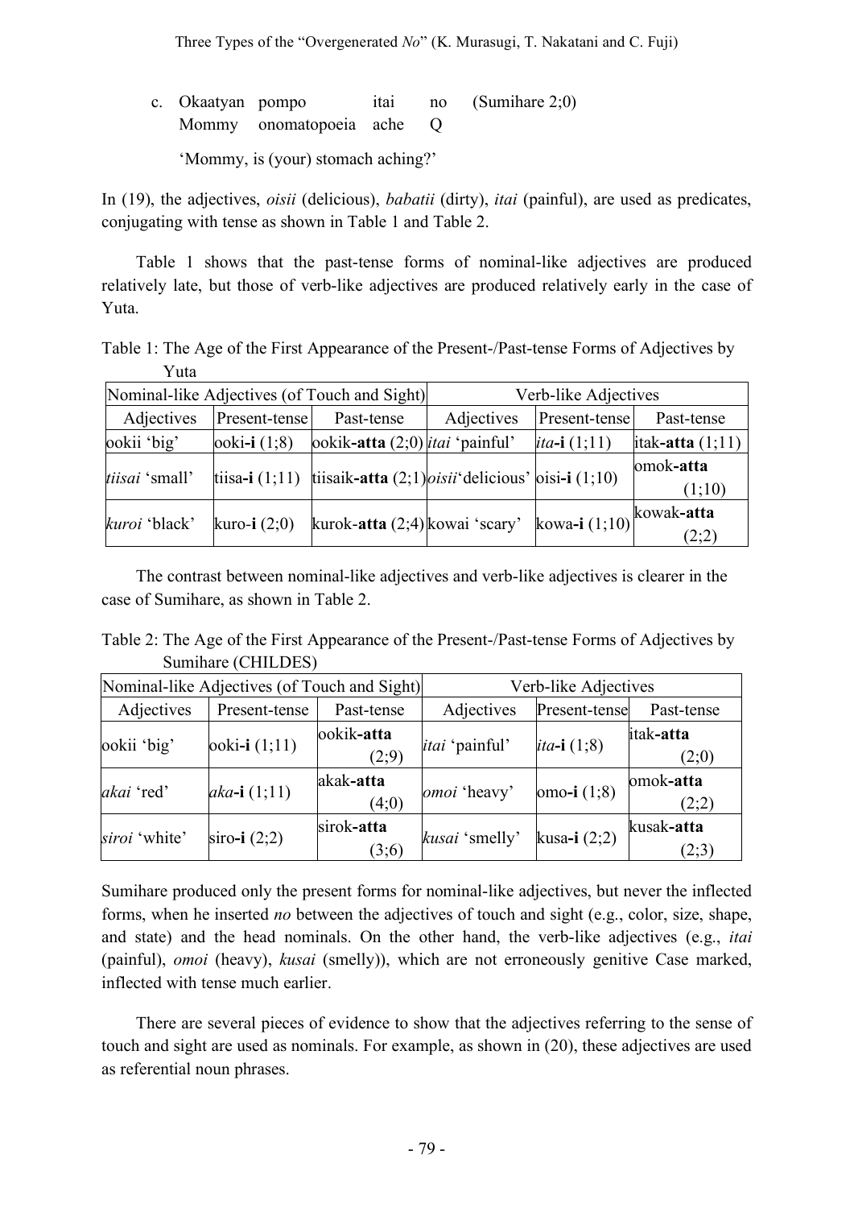c. Okaatyan pompo itai no (Sumihare 2;0)
   Mommy onomatopoeia ache Q

   'Mommy, is (your) stomach aching?'

In (19), the adjectives, *oisii* (delicious), *babatii* (dirty), *itai* (painful), are used as predicates, conjugating with tense as shown in Table 1 and Table 2.

Table 1 shows that the past-tense forms of nominal-like adjectives are produced relatively late, but those of verb-like adjectives are produced relatively early in the case of Yuta.

Table 1: The Age of the First Appearance of the Present-/Past-tense Forms of Adjectives by Yuta

| Nominal-like Adjectives (of Touch and Sight) | | | Verb-like Adjectives | | |
|---|---|---|---|---|---|
| Adjectives | Present-tense | Past-tense | Adjectives | Present-tense | Past-tense |
| ookii 'big' | ooki-**i** (1;8) | ookik-**atta** (2;0) | *itai* 'painful' | *ita*-**i** (1;11) | itak-**atta** (1;11) |
| *tiisai* 'small' | tiisa-**i** (1;11) | tiisaik-**atta** (2;1) | *oisii* 'delicious' | oisi-**i** (1;10) | omok-**atta** (1;10) |
| *kuroi* 'black' | kuro-**i** (2;0) | kurok-**atta** (2;4) | kowai 'scary' | kowa-**i** (1;10) | kowak-**atta** (2;2) |

The contrast between nominal-like adjectives and verb-like adjectives is clearer in the case of Sumihare, as shown in Table 2.

Table 2: The Age of the First Appearance of the Present-/Past-tense Forms of Adjectives by Sumihare (CHILDES)

| Nominal-like Adjectives (of Touch and Sight) | | | Verb-like Adjectives | | |
|---|---|---|---|---|---|
| Adjectives | Present-tense | Past-tense | Adjectives | Present-tense | Past-tense |
| ookii 'big' | ooki-**i** (1;11) | ookik-**atta** (2;9) | *itai* 'painful' | *ita*-**i** (1;8) | itak-**atta** (2;0) |
| *akai* 'red' | *aka*-**i** (1;11) | akak-**atta** (4;0) | *omoi* 'heavy' | omo-**i** (1;8) | omok-**atta** (2;2) |
| *siroi* 'white' | siro-**i** (2;2) | sirok-**atta** (3;6) | *kusai* 'smelly' | kusa-**i** (2;2) | kusak-**atta** (2;3) |

Sumihare produced only the present forms for nominal-like adjectives, but never the inflected forms, when he inserted *no* between the adjectives of touch and sight (e.g., color, size, shape, and state) and the head nominals. On the other hand, the verb-like adjectives (e.g., *itai* (painful), *omoi* (heavy), *kusai* (smelly)), which are not erroneously genitive Case marked, inflected with tense much earlier.

There are several pieces of evidence to show that the adjectives referring to the sense of touch and sight are used as nominals. For example, as shown in (20), these adjectives are used as referential noun phrases.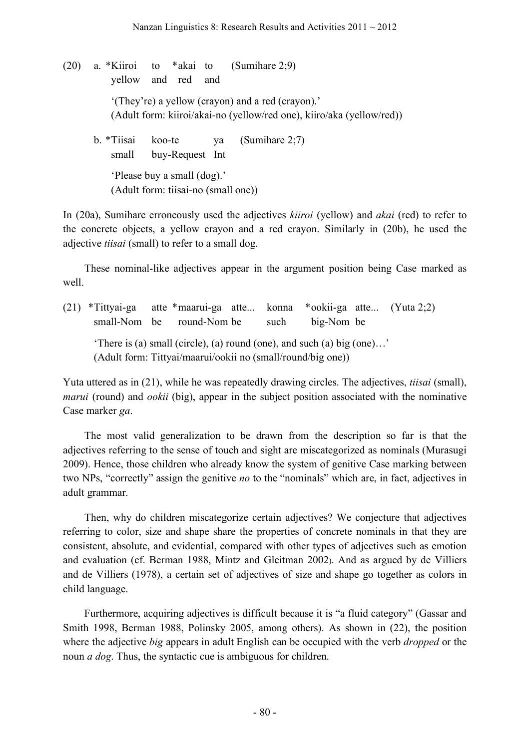(20) a. *Kiiroi to *akai to (Sumihare 2;9)
yellow and red and

'(They're) a yellow (crayon) and a red (crayon).'
(Adult form: kiiroi/akai-no (yellow/red one), kiiro/aka (yellow/red))

b. *Tiisai koo-te ya (Sumihare 2;7)
small buy-Request Int

'Please buy a small (dog).'
(Adult form: tiisai-no (small one))

In (20a), Sumihare erroneously used the adjectives *kiiroi* (yellow) and *akai* (red) to refer to the concrete objects, a yellow crayon and a red crayon. Similarly in (20b), he used the adjective *tiisai* (small) to refer to a small dog.

These nominal-like adjectives appear in the argument position being Case marked as well.

(21) *Tittyai-ga atte *maarui-ga atte... konna *ookii-ga atte... (Yuta 2;2)
small-Nom be round-Nom be such big-Nom be

'There is (a) small (circle), (a) round (one), and such (a) big (one)…'
(Adult form: Tittyai/maarui/ookii no (small/round/big one))

Yuta uttered as in (21), while he was repeatedly drawing circles. The adjectives, *tiisai* (small), *marui* (round) and *ookii* (big), appear in the subject position associated with the nominative Case marker *ga*.

The most valid generalization to be drawn from the description so far is that the adjectives referring to the sense of touch and sight are miscategorized as nominals (Murasugi 2009). Hence, those children who already know the system of genitive Case marking between two NPs, "correctly" assign the genitive *no* to the "nominals" which are, in fact, adjectives in adult grammar.

Then, why do children miscategorize certain adjectives? We conjecture that adjectives referring to color, size and shape share the properties of concrete nominals in that they are consistent, absolute, and evidential, compared with other types of adjectives such as emotion and evaluation (cf. Berman 1988, Mintz and Gleitman 2002). And as argued by de Villiers and de Villiers (1978), a certain set of adjectives of size and shape go together as colors in child language.

Furthermore, acquiring adjectives is difficult because it is "a fluid category" (Gassar and Smith 1998, Berman 1988, Polinsky 2005, among others). As shown in (22), the position where the adjective *big* appears in adult English can be occupied with the verb *dropped* or the noun *a dog*. Thus, the syntactic cue is ambiguous for children.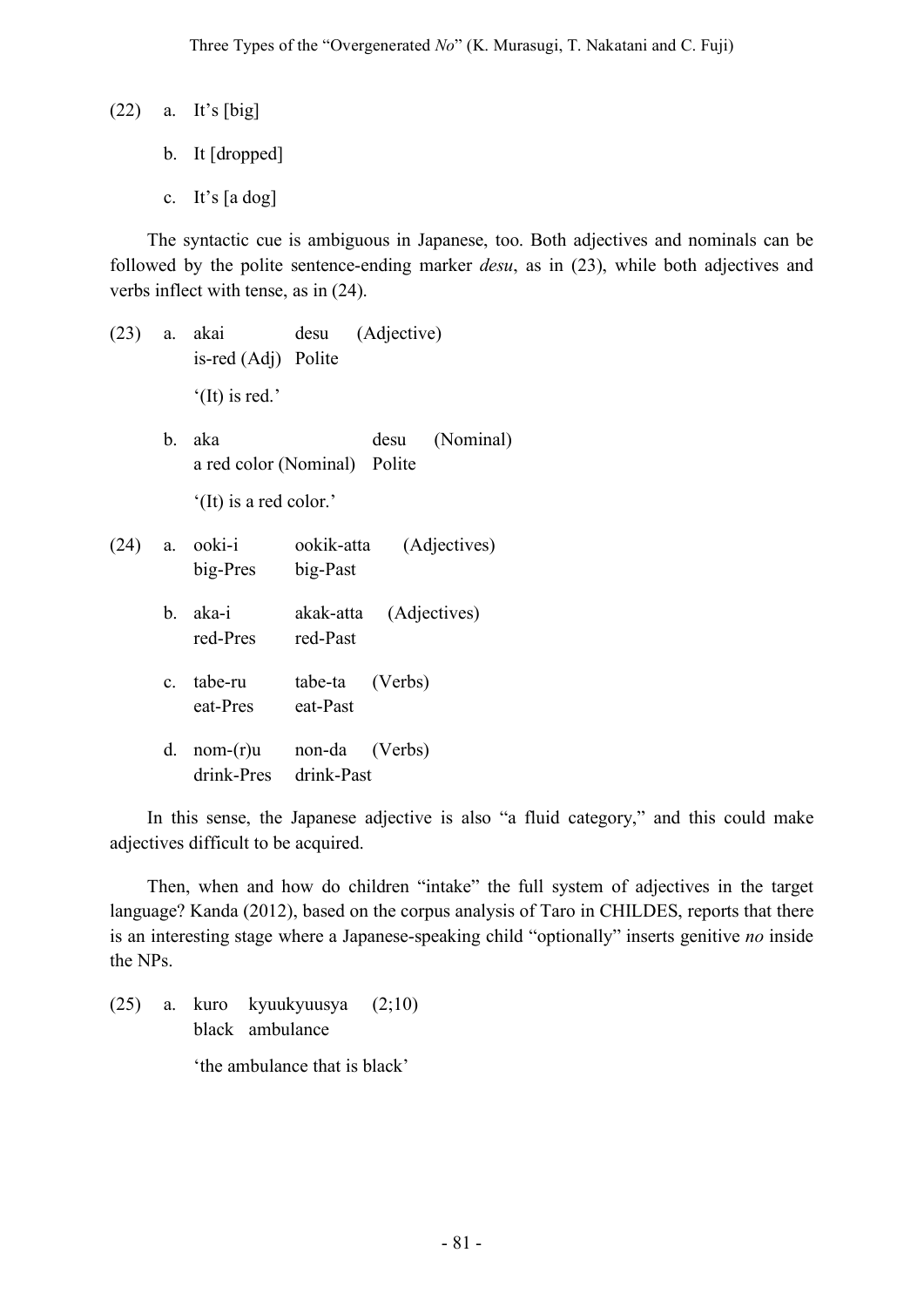(22) a. It's [big]

  b. It [dropped]

  c. It's [a dog]

The syntactic cue is ambiguous in Japanese, too. Both adjectives and nominals can be followed by the polite sentence-ending marker *desu*, as in (23), while both adjectives and verbs inflect with tense, as in (24).

(23) a. akai desu (Adjective)
  is-red (Adj) Polite

  '(It) is red.'

  b. aka desu (Nominal)
  a red color (Nominal) Polite

  '(It) is a red color.'

(24) a. ooki-i ookik-atta (Adjectives)
  big-Pres big-Past

  b. aka-i akak-atta (Adjectives)
  red-Pres red-Past

  c. tabe-ru tabe-ta (Verbs)
  eat-Pres eat-Past

  d. nom-(r)u non-da (Verbs)
  drink-Pres drink-Past

In this sense, the Japanese adjective is also "a fluid category," and this could make adjectives difficult to be acquired.

Then, when and how do children "intake" the full system of adjectives in the target language? Kanda (2012), based on the corpus analysis of Taro in CHILDES, reports that there is an interesting stage where a Japanese-speaking child "optionally" inserts genitive *no* inside the NPs.

(25) a. kuro kyuukyuusya (2;10)
  black ambulance

  'the ambulance that is black'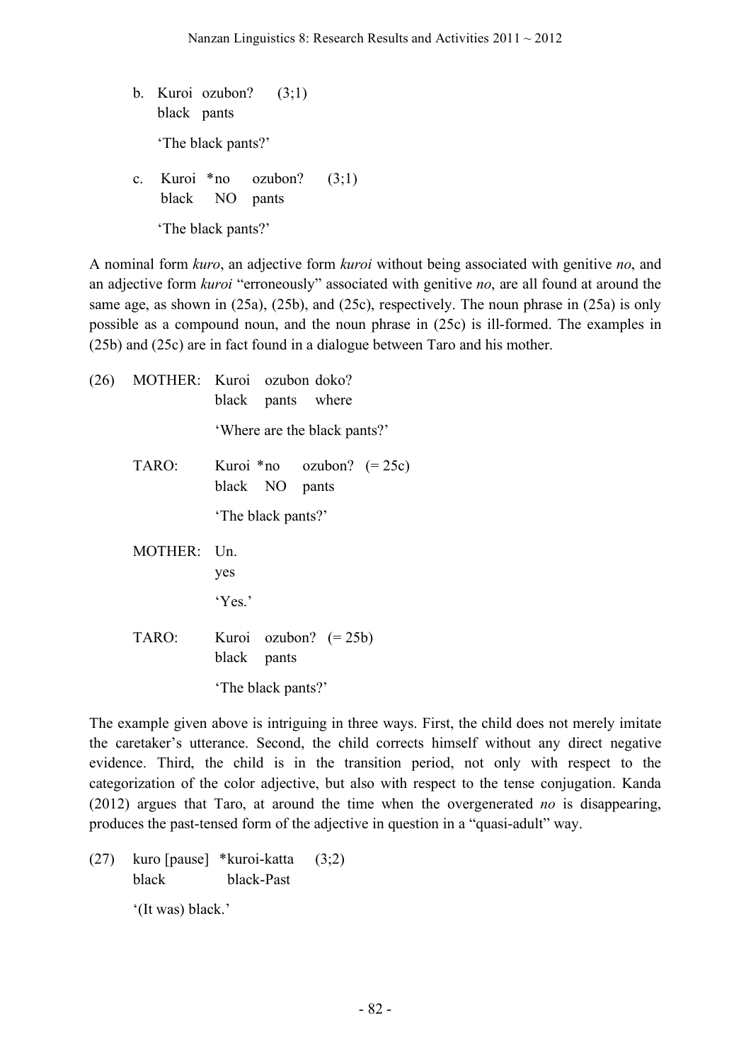b. Kuroi ozubon? (3;1)  
   black pants  

   'The black pants?'

c. Kuroi *no ozubon? (3;1)  
   black NO pants  

   'The black pants?'

A nominal form *kuro*, an adjective form *kuroi* without being associated with genitive *no*, and an adjective form *kuroi* "erroneously" associated with genitive *no*, are all found at around the same age, as shown in (25a), (25b), and (25c), respectively. The noun phrase in (25a) is only possible as a compound noun, and the noun phrase in (25c) is ill-formed. The examples in (25b) and (25c) are in fact found in a dialogue between Taro and his mother.

(26) MOTHER: Kuroi ozubon doko?  
   black pants where  

   'Where are the black pants?'

TARO: Kuroi *no ozubon? (= 25c)  
   black NO pants  

   'The black pants?'

MOTHER: Un.  
   yes  

   'Yes.'

TARO: Kuroi ozubon? (= 25b)  
   black pants  

   'The black pants?'

The example given above is intriguing in three ways. First, the child does not merely imitate the caretaker's utterance. Second, the child corrects himself without any direct negative evidence. Third, the child is in the transition period, not only with respect to the categorization of the color adjective, but also with respect to the tense conjugation. Kanda (2012) argues that Taro, at around the time when the overgenerated *no* is disappearing, produces the past-tensed form of the adjective in question in a "quasi-adult" way.

(27) kuro [pause] *kuroi-katta (3;2)  
   black black-Past  

   '(It was) black.'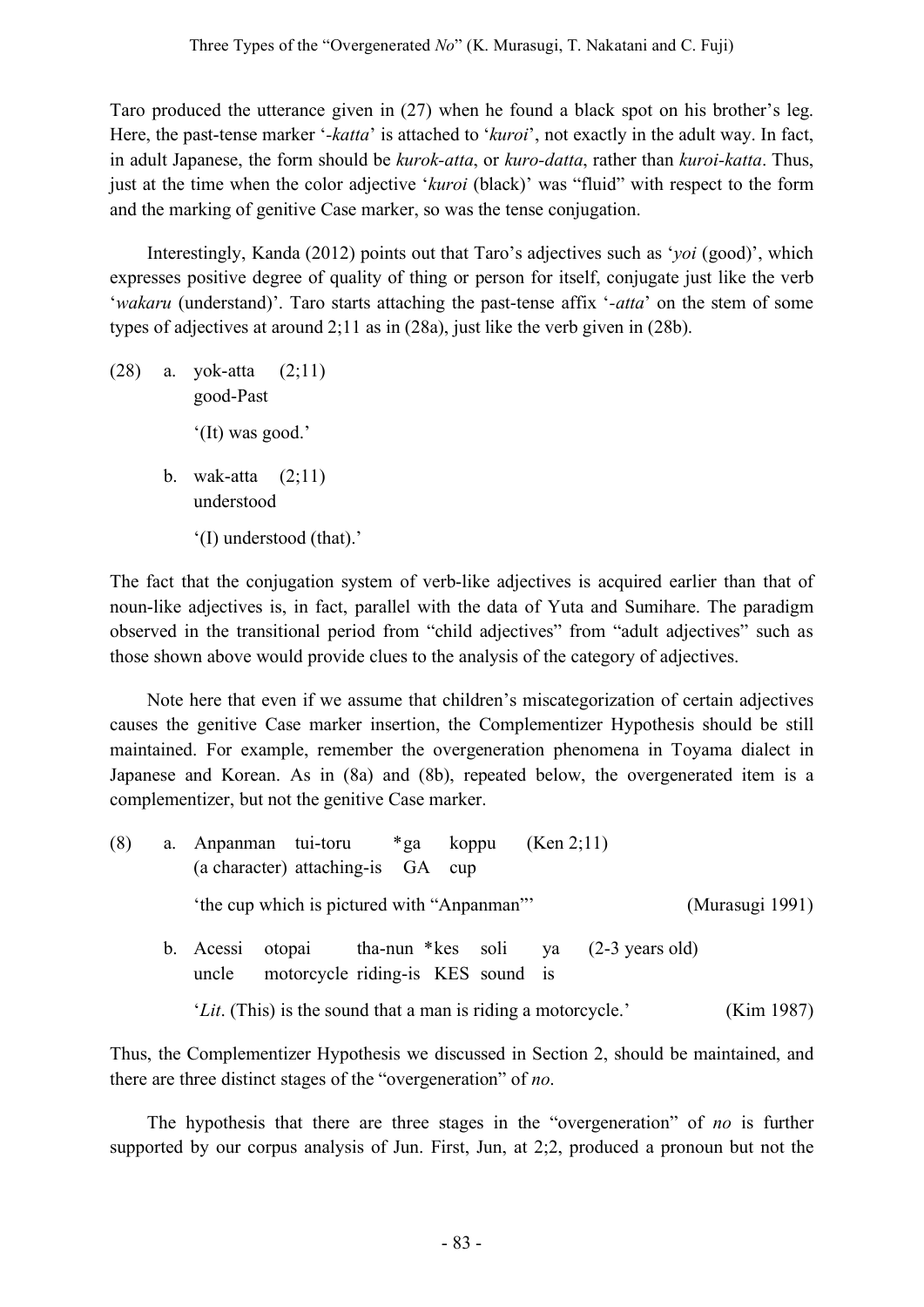Taro produced the utterance given in (27) when he found a black spot on his brother's leg. Here, the past-tense marker '*-katta*' is attached to '*kuroi*', not exactly in the adult way. In fact, in adult Japanese, the form should be *kurok-atta*, or *kuro-datta*, rather than *kuroi-katta*. Thus, just at the time when the color adjective '*kuroi* (black)' was "fluid" with respect to the form and the marking of genitive Case marker, so was the tense conjugation.

Interestingly, Kanda (2012) points out that Taro's adjectives such as '*yoi* (good)', which expresses positive degree of quality of thing or person for itself, conjugate just like the verb '*wakaru* (understand)'. Taro starts attaching the past-tense affix '*-atta*' on the stem of some types of adjectives at around 2;11 as in (28a), just like the verb given in (28b).

(28) a. yok-atta (2;11)
   good-Past
   '(It) was good.'

  b. wak-atta (2;11)
   understood
   '(I) understood (that).'

The fact that the conjugation system of verb-like adjectives is acquired earlier than that of noun-like adjectives is, in fact, parallel with the data of Yuta and Sumihare. The paradigm observed in the transitional period from "child adjectives" from "adult adjectives" such as those shown above would provide clues to the analysis of the category of adjectives.

Note here that even if we assume that children's miscategorization of certain adjectives causes the genitive Case marker insertion, the Complementizer Hypothesis should be still maintained. For example, remember the overgeneration phenomena in Toyama dialect in Japanese and Korean. As in (8a) and (8b), repeated below, the overgenerated item is a complementizer, but not the genitive Case marker.

(8) a. Anpanman tui-toru *ga koppu (Ken 2;11)
   (a character) attaching-is GA cup
   'the cup which is pictured with "Anpanman"' (Murasugi 1991)

  b. Acessi otopai tha-nun *kes soli ya (2-3 years old)
   uncle motorcycle riding-is KES sound is
   '*Lit*. (This) is the sound that a man is riding a motorcycle.' (Kim 1987)

Thus, the Complementizer Hypothesis we discussed in Section 2, should be maintained, and there are three distinct stages of the "overgeneration" of *no*.

The hypothesis that there are three stages in the "overgeneration" of *no* is further supported by our corpus analysis of Jun. First, Jun, at 2;2, produced a pronoun but not the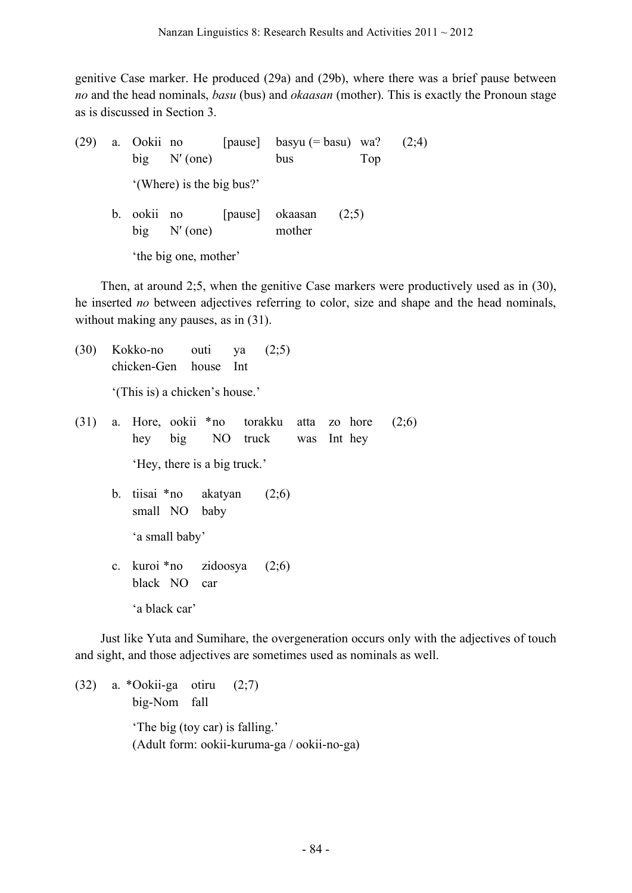genitive Case marker. He produced (29a) and (29b), where there was a brief pause between *no* and the head nominals, *basu* (bus) and *okaasan* (mother). This is exactly the Pronoun stage as is discussed in Section 3.

(29) a. Ookii no [pause] basyu (= basu) wa? (2;4)
   big N′ (one) bus Top
   '(Where) is the big bus?'

b. ookii no [pause] okaasan (2;5)
   big N′ (one) mother
   'the big one, mother'

Then, at around 2;5, when the genitive Case markers were productively used as in (30), he inserted *no* between adjectives referring to color, size and shape and the head nominals, without making any pauses, as in (31).

(30) Kokko-no outi ya (2;5)
   chicken-Gen house Int
   '(This is) a chicken's house.'

(31) a. Hore, ookii *no torakku atta zo hore (2;6)
   hey big NO truck was Int hey
   'Hey, there is a big truck.'

b. tiisai *no akatyan (2;6)
   small NO baby
   'a small baby'

c. kuroi *no zidoosya (2;6)
   black NO car
   'a black car'

Just like Yuta and Sumihare, the overgeneration occurs only with the adjectives of touch and sight, and those adjectives are sometimes used as nominals as well.

(32) a. *Ookii-ga otiru (2;7)
   big-Nom fall
   'The big (toy car) is falling.'
   (Adult form: ookii-kuruma-ga / ookii-no-ga)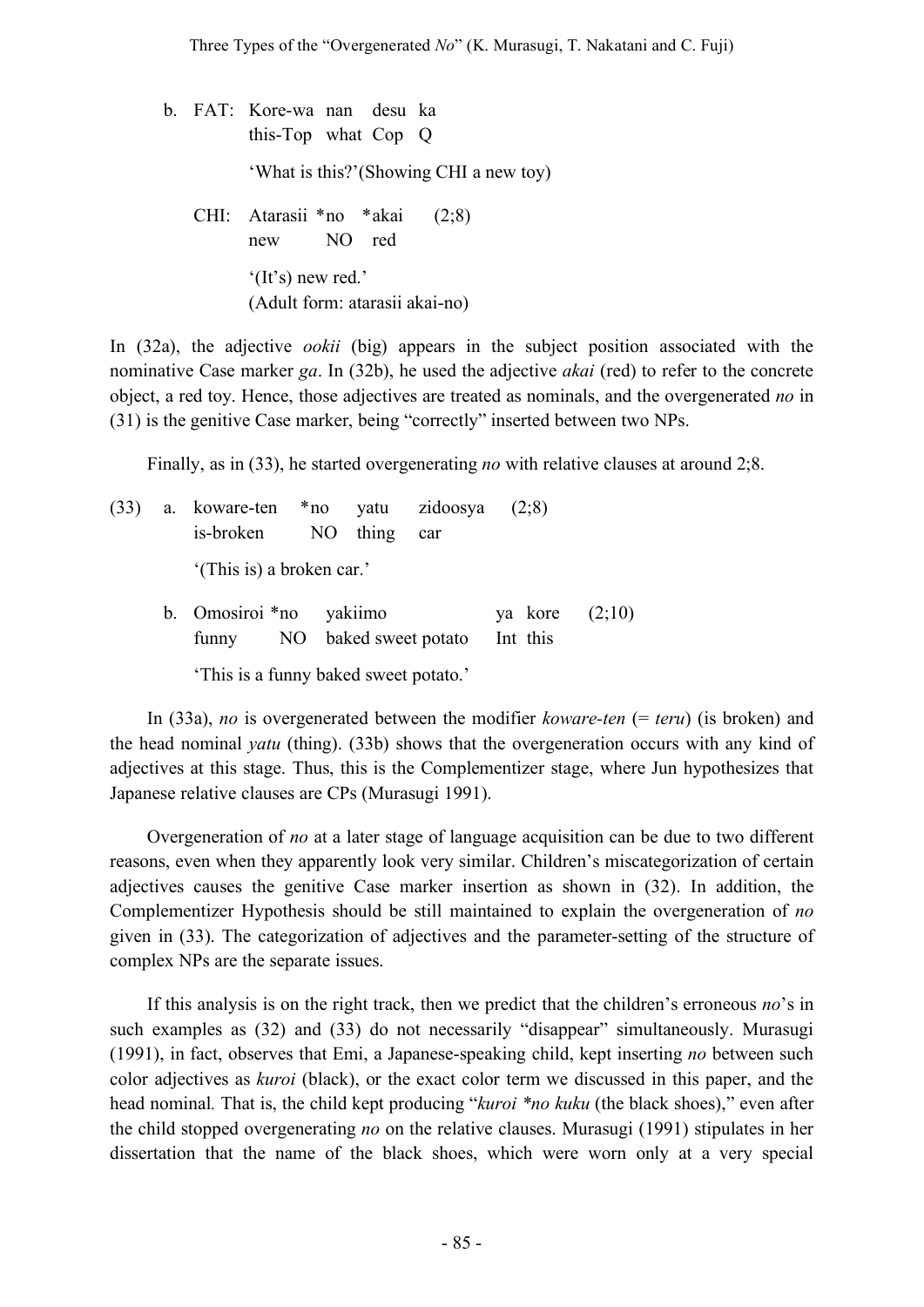b. FAT: Kore-wa nan desu ka
   this-Top what Cop Q

   'What is this?'(Showing CHI a new toy)

   CHI: Atarasii *no *akai (2;8)
   new NO red

   '(It's) new red.'
   (Adult form: atarasii akai-no)

In (32a), the adjective *ookii* (big) appears in the subject position associated with the nominative Case marker *ga*. In (32b), he used the adjective *akai* (red) to refer to the concrete object, a red toy. Hence, those adjectives are treated as nominals, and the overgenerated *no* in (31) is the genitive Case marker, being "correctly" inserted between two NPs.

Finally, as in (33), he started overgenerating *no* with relative clauses at around 2;8.

(33) a. koware-ten *no yatu zidoosya (2;8)
   is-broken NO thing car

   '(This is) a broken car.'

   b. Omosiroi *no yakiimo ya kore (2;10)
   funny NO baked sweet potato Int this

   'This is a funny baked sweet potato.'

In (33a), *no* is overgenerated between the modifier *koware-ten* (= *teru*) (is broken) and the head nominal *yatu* (thing). (33b) shows that the overgeneration occurs with any kind of adjectives at this stage. Thus, this is the Complementizer stage, where Jun hypothesizes that Japanese relative clauses are CPs (Murasugi 1991).

Overgeneration of *no* at a later stage of language acquisition can be due to two different reasons, even when they apparently look very similar. Children's miscategorization of certain adjectives causes the genitive Case marker insertion as shown in (32). In addition, the Complementizer Hypothesis should be still maintained to explain the overgeneration of *no* given in (33). The categorization of adjectives and the parameter-setting of the structure of complex NPs are the separate issues.

If this analysis is on the right track, then we predict that the children's erroneous *no*'s in such examples as (32) and (33) do not necessarily "disappear" simultaneously. Murasugi (1991), in fact, observes that Emi, a Japanese-speaking child, kept inserting *no* between such color adjectives as *kuroi* (black), or the exact color term we discussed in this paper, and the head nominal. That is, the child kept producing "*kuroi *no kuku* (the black shoes)," even after the child stopped overgenerating *no* on the relative clauses. Murasugi (1991) stipulates in her dissertation that the name of the black shoes, which were worn only at a very special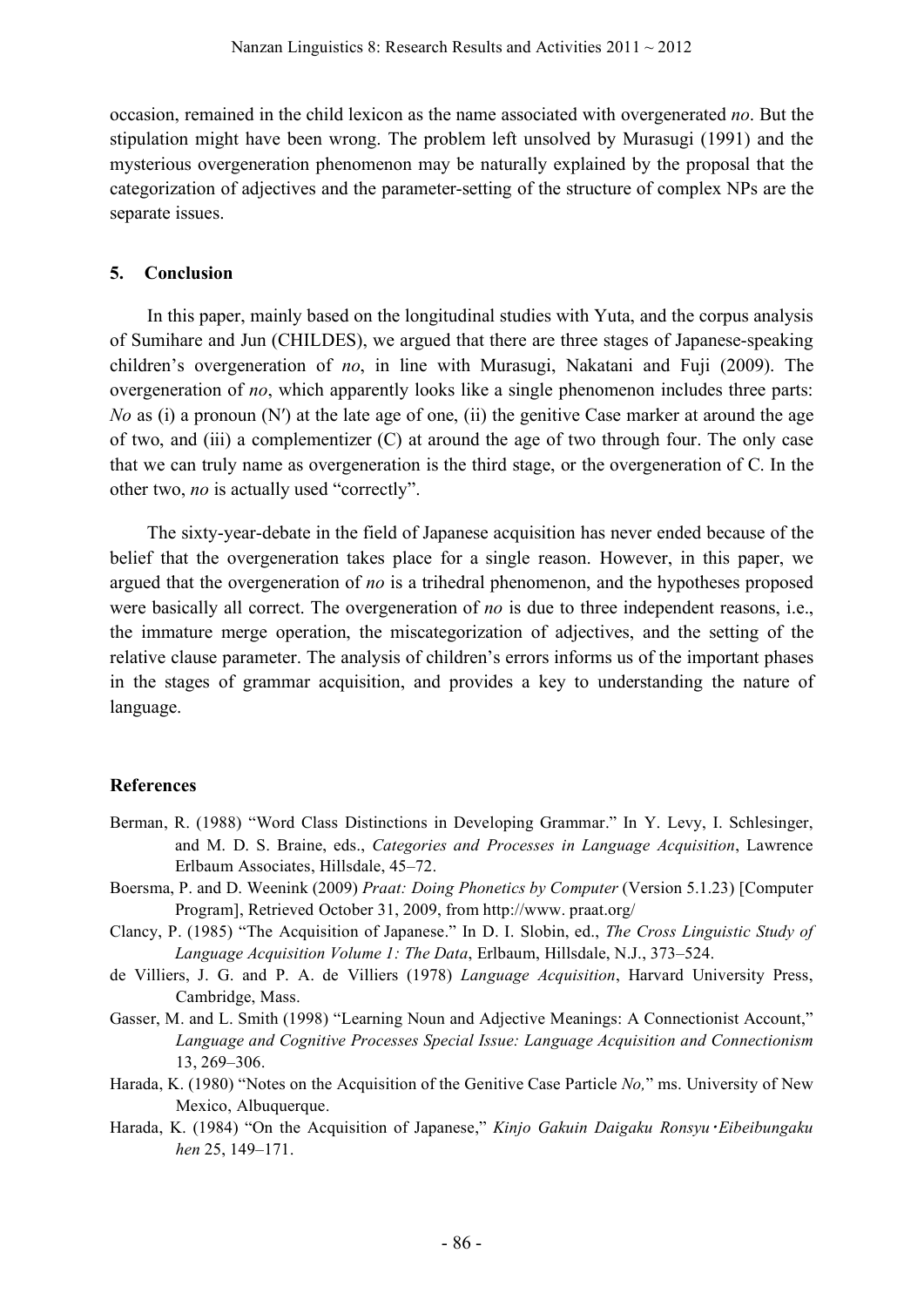occasion, remained in the child lexicon as the name associated with overgenerated *no*. But the stipulation might have been wrong. The problem left unsolved by Murasugi (1991) and the mysterious overgeneration phenomenon may be naturally explained by the proposal that the categorization of adjectives and the parameter-setting of the structure of complex NPs are the separate issues.

## 5. Conclusion

In this paper, mainly based on the longitudinal studies with Yuta, and the corpus analysis of Sumihare and Jun (CHILDES), we argued that there are three stages of Japanese-speaking children's overgeneration of *no*, in line with Murasugi, Nakatani and Fuji (2009). The overgeneration of *no*, which apparently looks like a single phenomenon includes three parts: *No* as (i) a pronoun (N′) at the late age of one, (ii) the genitive Case marker at around the age of two, and (iii) a complementizer (C) at around the age of two through four. The only case that we can truly name as overgeneration is the third stage, or the overgeneration of C. In the other two, *no* is actually used "correctly".

The sixty-year-debate in the field of Japanese acquisition has never ended because of the belief that the overgeneration takes place for a single reason. However, in this paper, we argued that the overgeneration of *no* is a trihedral phenomenon, and the hypotheses proposed were basically all correct. The overgeneration of *no* is due to three independent reasons, i.e., the immature merge operation, the miscategorization of adjectives, and the setting of the relative clause parameter. The analysis of children's errors informs us of the important phases in the stages of grammar acquisition, and provides a key to understanding the nature of language.

## References

Berman, R. (1988) "Word Class Distinctions in Developing Grammar." In Y. Levy, I. Schlesinger, and M. D. S. Braine, eds., *Categories and Processes in Language Acquisition*, Lawrence Erlbaum Associates, Hillsdale, 45–72.

Boersma, P. and D. Weenink (2009) *Praat: Doing Phonetics by Computer* (Version 5.1.23) [Computer Program], Retrieved October 31, 2009, from http://www. praat.org/

Clancy, P. (1985) "The Acquisition of Japanese." In D. I. Slobin, ed., *The Cross Linguistic Study of Language Acquisition Volume 1: The Data*, Erlbaum, Hillsdale, N.J., 373–524.

de Villiers, J. G. and P. A. de Villiers (1978) *Language Acquisition*, Harvard University Press, Cambridge, Mass.

Gasser, M. and L. Smith (1998) "Learning Noun and Adjective Meanings: A Connectionist Account," *Language and Cognitive Processes Special Issue: Language Acquisition and Connectionism* 13, 269–306.

Harada, K. (1980) "Notes on the Acquisition of the Genitive Case Particle *No,*" ms. University of New Mexico, Albuquerque.

Harada, K. (1984) "On the Acquisition of Japanese," *Kinjo Gakuin Daigaku Ronsyu・Eibeibungaku hen* 25, 149–171.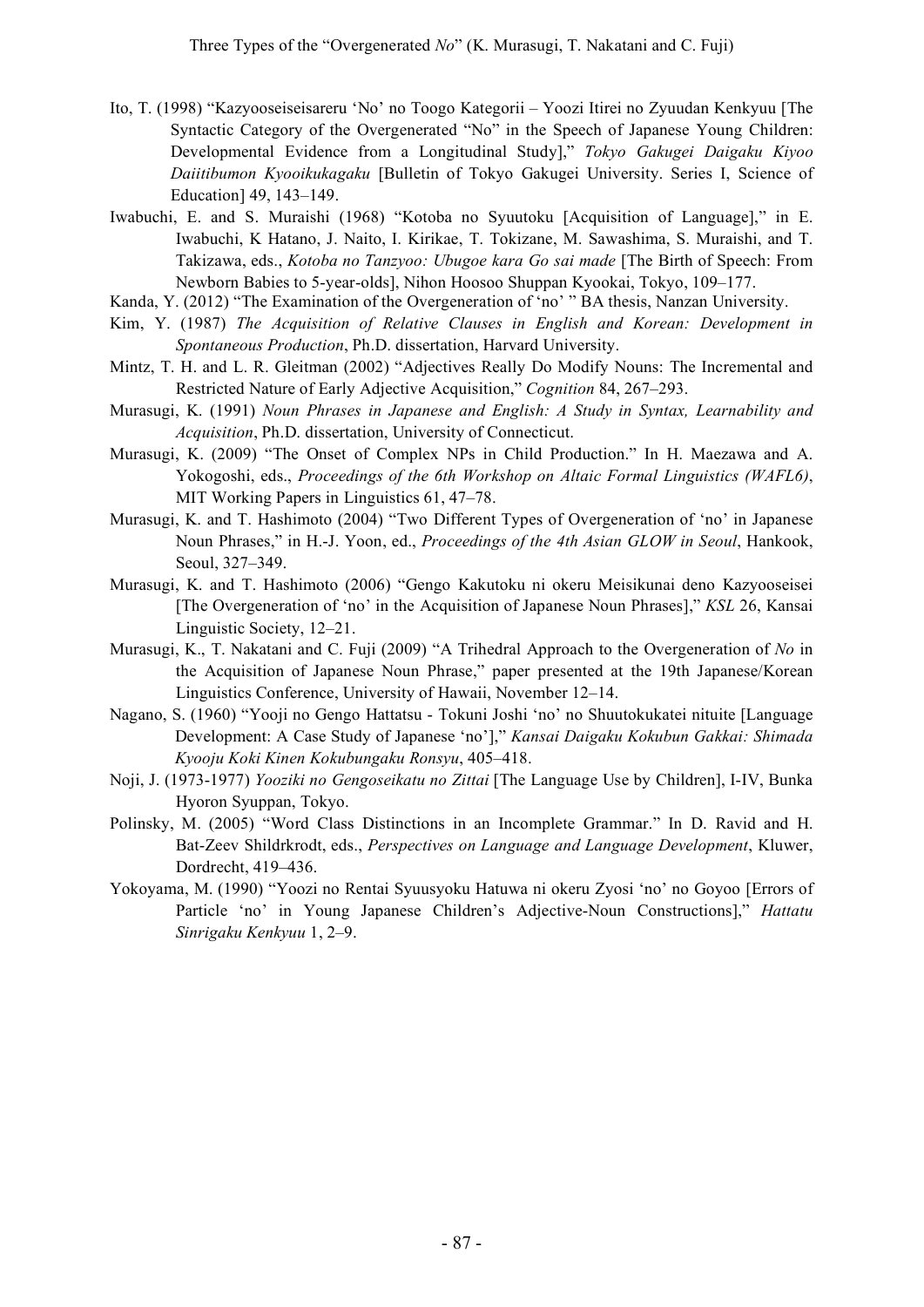Ito, T. (1998) "Kazyooseiseisareru 'No' no Toogo Kategorii – Yoozi Itirei no Zyuudan Kenkyuu [The Syntactic Category of the Overgenerated "No" in the Speech of Japanese Young Children: Developmental Evidence from a Longitudinal Study]," *Tokyo Gakugei Daigaku Kiyoo Daiitibumon Kyooikukagaku* [Bulletin of Tokyo Gakugei University. Series I, Science of Education] 49, 143–149.

Iwabuchi, E. and S. Muraishi (1968) "Kotoba no Syuutoku [Acquisition of Language]," in E. Iwabuchi, K Hatano, J. Naito, I. Kirikae, T. Tokizane, M. Sawashima, S. Muraishi, and T. Takizawa, eds., *Kotoba no Tanzyoo: Ubugoe kara Go sai made* [The Birth of Speech: From Newborn Babies to 5-year-olds], Nihon Hoosoo Shuppan Kyookai, Tokyo, 109–177.

Kanda, Y. (2012) "The Examination of the Overgeneration of 'no' " BA thesis, Nanzan University.

Kim, Y. (1987) *The Acquisition of Relative Clauses in English and Korean: Development in Spontaneous Production*, Ph.D. dissertation, Harvard University.

Mintz, T. H. and L. R. Gleitman (2002) "Adjectives Really Do Modify Nouns: The Incremental and Restricted Nature of Early Adjective Acquisition," *Cognition* 84, 267–293.

Murasugi, K. (1991) *Noun Phrases in Japanese and English: A Study in Syntax, Learnability and Acquisition*, Ph.D. dissertation, University of Connecticut.

Murasugi, K. (2009) "The Onset of Complex NPs in Child Production." In H. Maezawa and A. Yokogoshi, eds., *Proceedings of the 6th Workshop on Altaic Formal Linguistics (WAFL6)*, MIT Working Papers in Linguistics 61, 47–78.

Murasugi, K. and T. Hashimoto (2004) "Two Different Types of Overgeneration of 'no' in Japanese Noun Phrases," in H.-J. Yoon, ed., *Proceedings of the 4th Asian GLOW in Seoul*, Hankook, Seoul, 327–349.

Murasugi, K. and T. Hashimoto (2006) "Gengo Kakutoku ni okeru Meisikunai deno Kazyooseisei [The Overgeneration of 'no' in the Acquisition of Japanese Noun Phrases]," *KSL* 26, Kansai Linguistic Society, 12–21.

Murasugi, K., T. Nakatani and C. Fuji (2009) "A Trihedral Approach to the Overgeneration of *No* in the Acquisition of Japanese Noun Phrase," paper presented at the 19th Japanese/Korean Linguistics Conference, University of Hawaii, November 12–14.

Nagano, S. (1960) "Yooji no Gengo Hattatsu - Tokuni Joshi 'no' no Shuutokukatei nituite [Language Development: A Case Study of Japanese 'no']," *Kansai Daigaku Kokubun Gakkai: Shimada Kyooju Koki Kinen Kokubungaku Ronsyu*, 405–418.

Noji, J. (1973-1977) *Yooziki no Gengoseikatu no Zittai* [The Language Use by Children], I-IV, Bunka Hyoron Syuppan, Tokyo.

Polinsky, M. (2005) "Word Class Distinctions in an Incomplete Grammar." In D. Ravid and H. Bat-Zeev Shildrkrodt, eds., *Perspectives on Language and Language Development*, Kluwer, Dordrecht, 419–436.

Yokoyama, M. (1990) "Yoozi no Rentai Syuusyoku Hatuwa ni okeru Zyosi 'no' no Goyoo [Errors of Particle 'no' in Young Japanese Children's Adjective-Noun Constructions]," *Hattatu Sinrigaku Kenkyuu* 1, 2–9.